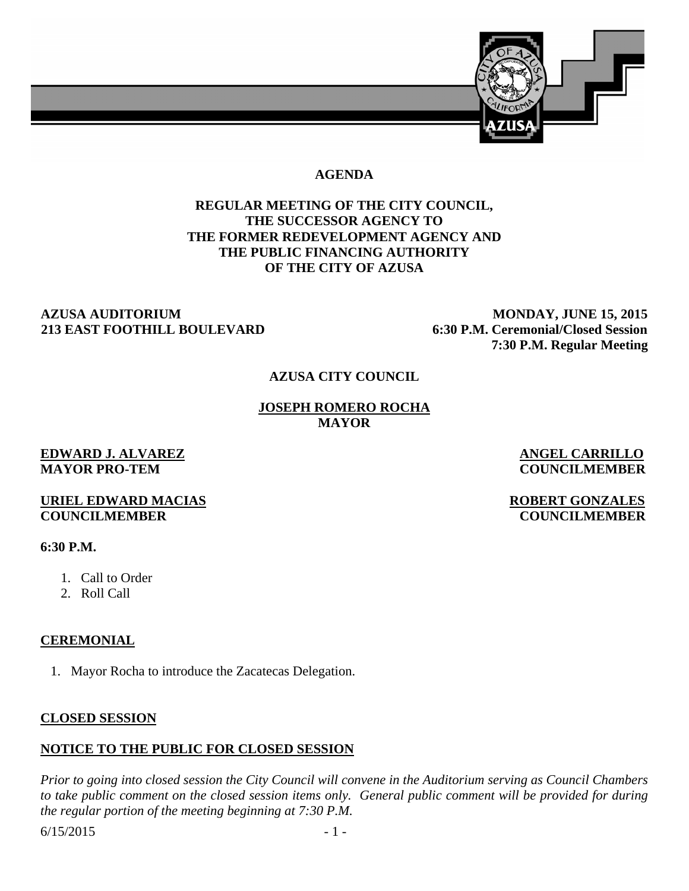# AGENDA

## REGULAR MEETING OF THE CITY COUNCIL, THE SUCCESSOR AGENCY TO THE FORMER REDEVELOPMENT AGENCY AND THE PUBLIC FINANCING AUTHORITY OF THE CITY OF AZUSA

**AZUSA AUDITORIUM**
**213 EAST FOOTHILL BOULEVARD**

**MONDAY, JUNE 15, 2015**
**6:30 P.M. Ceremonial/Closed Session**
**7:30 P.M. Regular Meeting**

**AZUSA CITY COUNCIL**

**JOSEPH ROMERO ROCHA**
**MAYOR**

**EDWARD J. ALVAREZ**
**MAYOR PRO-TEM**

**ANGEL CARRILLO**
**COUNCILMEMBER**

**URIEL EDWARD MACIAS**
**COUNCILMEMBER**

**ROBERT GONZALES**
**COUNCILMEMBER**

**6:30 P.M.**

1. Call to Order
2. Roll Call

## CEREMONIAL

1. Mayor Rocha to introduce the Zacatecas Delegation.

## CLOSED SESSION

## NOTICE TO THE PUBLIC FOR CLOSED SESSION

*Prior to going into closed session the City Council will convene in the Auditorium serving as Council Chambers to take public comment on the closed session items only. General public comment will be provided for during the regular portion of the meeting beginning at 7:30 P.M.*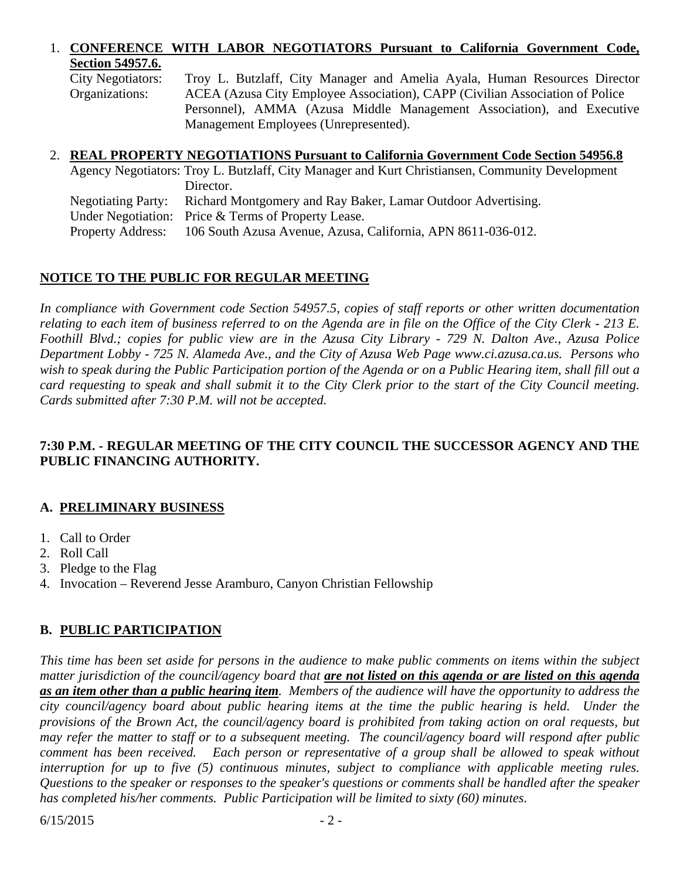1. **CONFERENCE WITH LABOR NEGOTIATORS Pursuant to California Government Code, Section 54957.6.**

   City Negotiators: Troy L. Butzlaff, City Manager and Amelia Ayala, Human Resources Director
   Organizations: ACEA (Azusa City Employee Association), CAPP (Civilian Association of Police Personnel), AMMA (Azusa Middle Management Association), and Executive Management Employees (Unrepresented).

2. **REAL PROPERTY NEGOTIATIONS Pursuant to California Government Code Section 54956.8**

   Agency Negotiators: Troy L. Butzlaff, City Manager and Kurt Christiansen, Community Development Director.
   Negotiating Party: Richard Montgomery and Ray Baker, Lamar Outdoor Advertising.
   Under Negotiation: Price & Terms of Property Lease.
   Property Address: 106 South Azusa Avenue, Azusa, California, APN 8611-036-012.

## NOTICE TO THE PUBLIC FOR REGULAR MEETING

*In compliance with Government code Section 54957.5, copies of staff reports or other written documentation relating to each item of business referred to on the Agenda are in file on the Office of the City Clerk - 213 E. Foothill Blvd.; copies for public view are in the Azusa City Library - 729 N. Dalton Ave., Azusa Police Department Lobby - 725 N. Alameda Ave., and the City of Azusa Web Page www.ci.azusa.ca.us. Persons who wish to speak during the Public Participation portion of the Agenda or on a Public Hearing item, shall fill out a card requesting to speak and shall submit it to the City Clerk prior to the start of the City Council meeting. Cards submitted after 7:30 P.M. will not be accepted.*

## 7:30 P.M. - REGULAR MEETING OF THE CITY COUNCIL THE SUCCESSOR AGENCY AND THE PUBLIC FINANCING AUTHORITY.

## A. PRELIMINARY BUSINESS

1. Call to Order
2. Roll Call
3. Pledge to the Flag
4. Invocation – Reverend Jesse Aramburo, Canyon Christian Fellowship

## B. PUBLIC PARTICIPATION

*This time has been set aside for persons in the audience to make public comments on items within the subject matter jurisdiction of the council/agency board that* ***are not listed on this agenda or are listed on this agenda as an item other than a public hearing item****. Members of the audience will have the opportunity to address the city council/agency board about public hearing items at the time the public hearing is held. Under the provisions of the Brown Act, the council/agency board is prohibited from taking action on oral requests, but may refer the matter to staff or to a subsequent meeting. The council/agency board will respond after public comment has been received. Each person or representative of a group shall be allowed to speak without interruption for up to five (5) continuous minutes, subject to compliance with applicable meeting rules. Questions to the speaker or responses to the speaker's questions or comments shall be handled after the speaker has completed his/her comments. Public Participation will be limited to sixty (60) minutes.*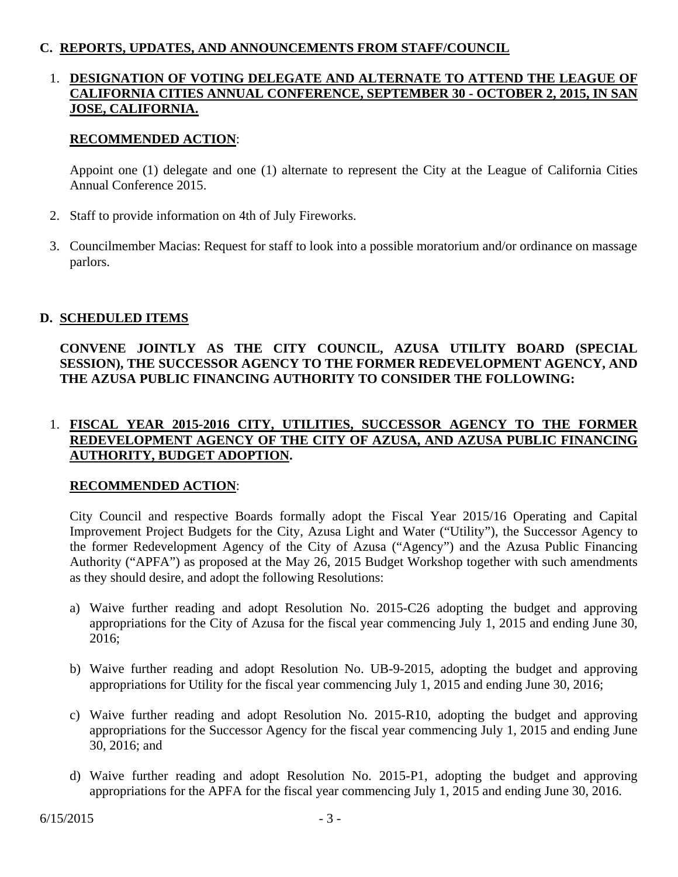## C. REPORTS, UPDATES, AND ANNOUNCEMENTS FROM STAFF/COUNCIL

1. **DESIGNATION OF VOTING DELEGATE AND ALTERNATE TO ATTEND THE LEAGUE OF CALIFORNIA CITIES ANNUAL CONFERENCE, SEPTEMBER 30 - OCTOBER 2, 2015, IN SAN JOSE, CALIFORNIA.**

   **RECOMMENDED ACTION**:

   Appoint one (1) delegate and one (1) alternate to represent the City at the League of California Cities Annual Conference 2015.

2. Staff to provide information on 4th of July Fireworks.

3. Councilmember Macias: Request for staff to look into a possible moratorium and/or ordinance on massage parlors.

## D. SCHEDULED ITEMS

**CONVENE JOINTLY AS THE CITY COUNCIL, AZUSA UTILITY BOARD (SPECIAL SESSION), THE SUCCESSOR AGENCY TO THE FORMER REDEVELOPMENT AGENCY, AND THE AZUSA PUBLIC FINANCING AUTHORITY TO CONSIDER THE FOLLOWING:**

1. **FISCAL YEAR 2015-2016 CITY, UTILITIES, SUCCESSOR AGENCY TO THE FORMER REDEVELOPMENT AGENCY OF THE CITY OF AZUSA, AND AZUSA PUBLIC FINANCING AUTHORITY, BUDGET ADOPTION.**

   **RECOMMENDED ACTION**:

   City Council and respective Boards formally adopt the Fiscal Year 2015/16 Operating and Capital Improvement Project Budgets for the City, Azusa Light and Water ("Utility"), the Successor Agency to the former Redevelopment Agency of the City of Azusa ("Agency") and the Azusa Public Financing Authority ("APFA") as proposed at the May 26, 2015 Budget Workshop together with such amendments as they should desire, and adopt the following Resolutions:

   a) Waive further reading and adopt Resolution No. 2015-C26 adopting the budget and approving appropriations for the City of Azusa for the fiscal year commencing July 1, 2015 and ending June 30, 2016;

   b) Waive further reading and adopt Resolution No. UB-9-2015, adopting the budget and approving appropriations for Utility for the fiscal year commencing July 1, 2015 and ending June 30, 2016;

   c) Waive further reading and adopt Resolution No. 2015-R10, adopting the budget and approving appropriations for the Successor Agency for the fiscal year commencing July 1, 2015 and ending June 30, 2016; and

   d) Waive further reading and adopt Resolution No. 2015-P1, adopting the budget and approving appropriations for the APFA for the fiscal year commencing July 1, 2015 and ending June 30, 2016.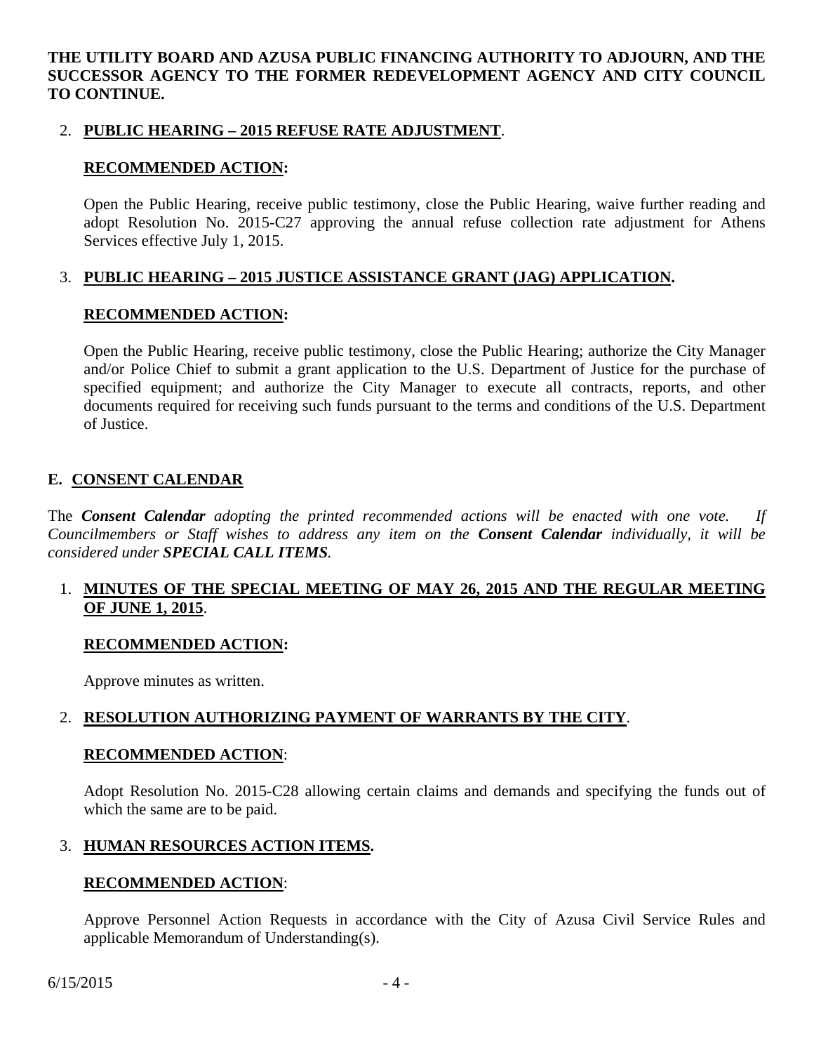**THE UTILITY BOARD AND AZUSA PUBLIC FINANCING AUTHORITY TO ADJOURN, AND THE SUCCESSOR AGENCY TO THE FORMER REDEVELOPMENT AGENCY AND CITY COUNCIL TO CONTINUE.**

2. **PUBLIC HEARING – 2015 REFUSE RATE ADJUSTMENT**.

   **RECOMMENDED ACTION:**

   Open the Public Hearing, receive public testimony, close the Public Hearing, waive further reading and adopt Resolution No. 2015-C27 approving the annual refuse collection rate adjustment for Athens Services effective July 1, 2015.

3. **PUBLIC HEARING – 2015 JUSTICE ASSISTANCE GRANT (JAG) APPLICATION.**

   **RECOMMENDED ACTION:**

   Open the Public Hearing, receive public testimony, close the Public Hearing; authorize the City Manager and/or Police Chief to submit a grant application to the U.S. Department of Justice for the purchase of specified equipment; and authorize the City Manager to execute all contracts, reports, and other documents required for receiving such funds pursuant to the terms and conditions of the U.S. Department of Justice.

## E. CONSENT CALENDAR

The ***Consent Calendar*** *adopting the printed recommended actions will be enacted with one vote. If Councilmembers or Staff wishes to address any item on the* ***Consent Calendar*** *individually, it will be considered under* ***SPECIAL CALL ITEMS****.*

1. **MINUTES OF THE SPECIAL MEETING OF MAY 26, 2015 AND THE REGULAR MEETING OF JUNE 1, 2015**.

   **RECOMMENDED ACTION:**

   Approve minutes as written.

2. **RESOLUTION AUTHORIZING PAYMENT OF WARRANTS BY THE CITY**.

   **RECOMMENDED ACTION**:

   Adopt Resolution No. 2015-C28 allowing certain claims and demands and specifying the funds out of which the same are to be paid.

3. **HUMAN RESOURCES ACTION ITEMS.**

   **RECOMMENDED ACTION**:

   Approve Personnel Action Requests in accordance with the City of Azusa Civil Service Rules and applicable Memorandum of Understanding(s).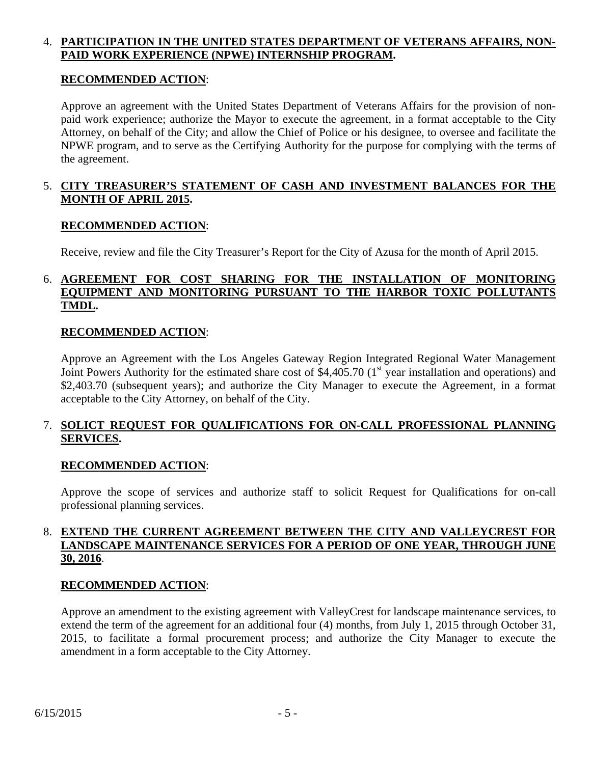4. **PARTICIPATION IN THE UNITED STATES DEPARTMENT OF VETERANS AFFAIRS, NON-PAID WORK EXPERIENCE (NPWE) INTERNSHIP PROGRAM.**

   **RECOMMENDED ACTION**:

   Approve an agreement with the United States Department of Veterans Affairs for the provision of non-paid work experience; authorize the Mayor to execute the agreement, in a format acceptable to the City Attorney, on behalf of the City; and allow the Chief of Police or his designee, to oversee and facilitate the NPWE program, and to serve as the Certifying Authority for the purpose for complying with the terms of the agreement.

5. **CITY TREASURER'S STATEMENT OF CASH AND INVESTMENT BALANCES FOR THE MONTH OF APRIL 2015.**

   **RECOMMENDED ACTION**:

   Receive, review and file the City Treasurer's Report for the City of Azusa for the month of April 2015.

6. **AGREEMENT FOR COST SHARING FOR THE INSTALLATION OF MONITORING EQUIPMENT AND MONITORING PURSUANT TO THE HARBOR TOXIC POLLUTANTS TMDL.**

   **RECOMMENDED ACTION**:

   Approve an Agreement with the Los Angeles Gateway Region Integrated Regional Water Management Joint Powers Authority for the estimated share cost of $4,405.70 (1st year installation and operations) and $2,403.70 (subsequent years); and authorize the City Manager to execute the Agreement, in a format acceptable to the City Attorney, on behalf of the City.

7. **SOLICT REQUEST FOR QUALIFICATIONS FOR ON-CALL PROFESSIONAL PLANNING SERVICES.**

   **RECOMMENDED ACTION**:

   Approve the scope of services and authorize staff to solicit Request for Qualifications for on-call professional planning services.

8. **EXTEND THE CURRENT AGREEMENT BETWEEN THE CITY AND VALLEYCREST FOR LANDSCAPE MAINTENANCE SERVICES FOR A PERIOD OF ONE YEAR, THROUGH JUNE 30, 2016**.

   **RECOMMENDED ACTION**:

   Approve an amendment to the existing agreement with ValleyCrest for landscape maintenance services, to extend the term of the agreement for an additional four (4) months, from July 1, 2015 through October 31, 2015, to facilitate a formal procurement process; and authorize the City Manager to execute the amendment in a form acceptable to the City Attorney.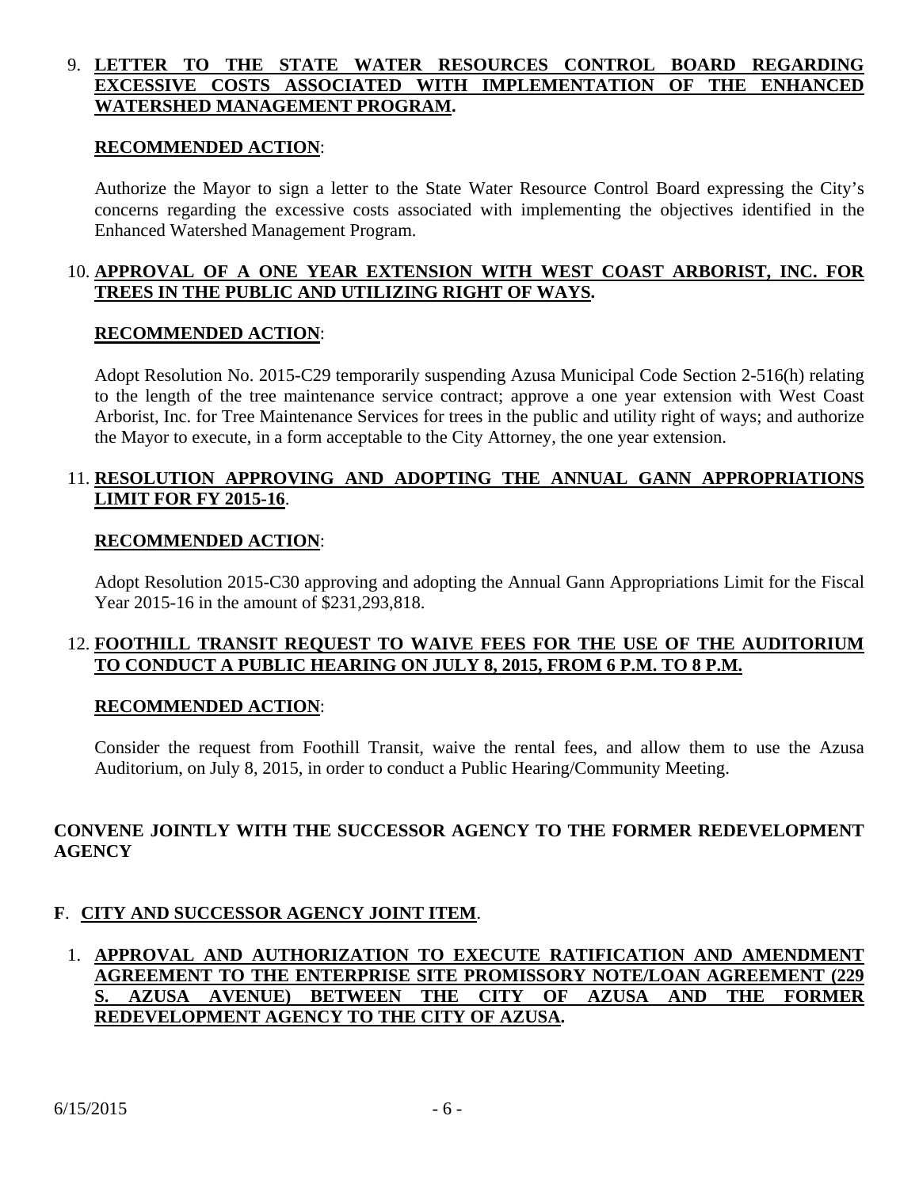9. **LETTER TO THE STATE WATER RESOURCES CONTROL BOARD REGARDING EXCESSIVE COSTS ASSOCIATED WITH IMPLEMENTATION OF THE ENHANCED WATERSHED MANAGEMENT PROGRAM.**

   **RECOMMENDED ACTION**:

   Authorize the Mayor to sign a letter to the State Water Resource Control Board expressing the City's concerns regarding the excessive costs associated with implementing the objectives identified in the Enhanced Watershed Management Program.

10. **APPROVAL OF A ONE YEAR EXTENSION WITH WEST COAST ARBORIST, INC. FOR TREES IN THE PUBLIC AND UTILIZING RIGHT OF WAYS.**

    **RECOMMENDED ACTION**:

    Adopt Resolution No. 2015-C29 temporarily suspending Azusa Municipal Code Section 2-516(h) relating to the length of the tree maintenance service contract; approve a one year extension with West Coast Arborist, Inc. for Tree Maintenance Services for trees in the public and utility right of ways; and authorize the Mayor to execute, in a form acceptable to the City Attorney, the one year extension.

11. **RESOLUTION APPROVING AND ADOPTING THE ANNUAL GANN APPROPRIATIONS LIMIT FOR FY 2015-16**.

    **RECOMMENDED ACTION**:

    Adopt Resolution 2015-C30 approving and adopting the Annual Gann Appropriations Limit for the Fiscal Year 2015-16 in the amount of $231,293,818.

12. **FOOTHILL TRANSIT REQUEST TO WAIVE FEES FOR THE USE OF THE AUDITORIUM TO CONDUCT A PUBLIC HEARING ON JULY 8, 2015, FROM 6 P.M. TO 8 P.M.**

    **RECOMMENDED ACTION**:

    Consider the request from Foothill Transit, waive the rental fees, and allow them to use the Azusa Auditorium, on July 8, 2015, in order to conduct a Public Hearing/Community Meeting.

**CONVENE JOINTLY WITH THE SUCCESSOR AGENCY TO THE FORMER REDEVELOPMENT AGENCY**

**F**. **CITY AND SUCCESSOR AGENCY JOINT ITEM**.

1. **APPROVAL AND AUTHORIZATION TO EXECUTE RATIFICATION AND AMENDMENT AGREEMENT TO THE ENTERPRISE SITE PROMISSORY NOTE/LOAN AGREEMENT (229 S. AZUSA AVENUE) BETWEEN THE CITY OF AZUSA AND THE FORMER REDEVELOPMENT AGENCY TO THE CITY OF AZUSA.**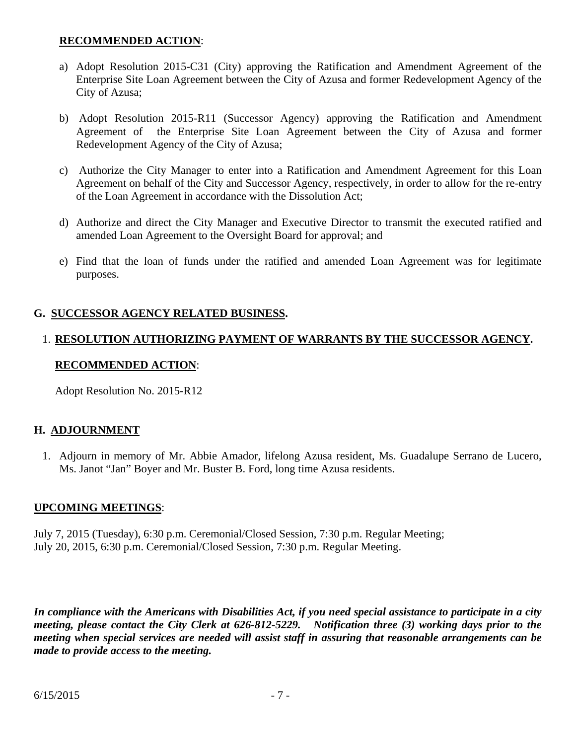**RECOMMENDED ACTION**:

a) Adopt Resolution 2015-C31 (City) approving the Ratification and Amendment Agreement of the Enterprise Site Loan Agreement between the City of Azusa and former Redevelopment Agency of the City of Azusa;

b) Adopt Resolution 2015-R11 (Successor Agency) approving the Ratification and Amendment Agreement of the Enterprise Site Loan Agreement between the City of Azusa and former Redevelopment Agency of the City of Azusa;

c) Authorize the City Manager to enter into a Ratification and Amendment Agreement for this Loan Agreement on behalf of the City and Successor Agency, respectively, in order to allow for the re-entry of the Loan Agreement in accordance with the Dissolution Act;

d) Authorize and direct the City Manager and Executive Director to transmit the executed ratified and amended Loan Agreement to the Oversight Board for approval; and

e) Find that the loan of funds under the ratified and amended Loan Agreement was for legitimate purposes.

## G. SUCCESSOR AGENCY RELATED BUSINESS.

1. **RESOLUTION AUTHORIZING PAYMENT OF WARRANTS BY THE SUCCESSOR AGENCY.**

**RECOMMENDED ACTION**:

Adopt Resolution No. 2015-R12

## H. ADJOURNMENT

1. Adjourn in memory of Mr. Abbie Amador, lifelong Azusa resident, Ms. Guadalupe Serrano de Lucero, Ms. Janot "Jan" Boyer and Mr. Buster B. Ford, long time Azusa residents.

**UPCOMING MEETINGS**:

July 7, 2015 (Tuesday), 6:30 p.m. Ceremonial/Closed Session, 7:30 p.m. Regular Meeting;
July 20, 2015, 6:30 p.m. Ceremonial/Closed Session, 7:30 p.m. Regular Meeting.

***In compliance with the Americans with Disabilities Act, if you need special assistance to participate in a city meeting, please contact the City Clerk at 626-812-5229. Notification three (3) working days prior to the meeting when special services are needed will assist staff in assuring that reasonable arrangements can be made to provide access to the meeting.***